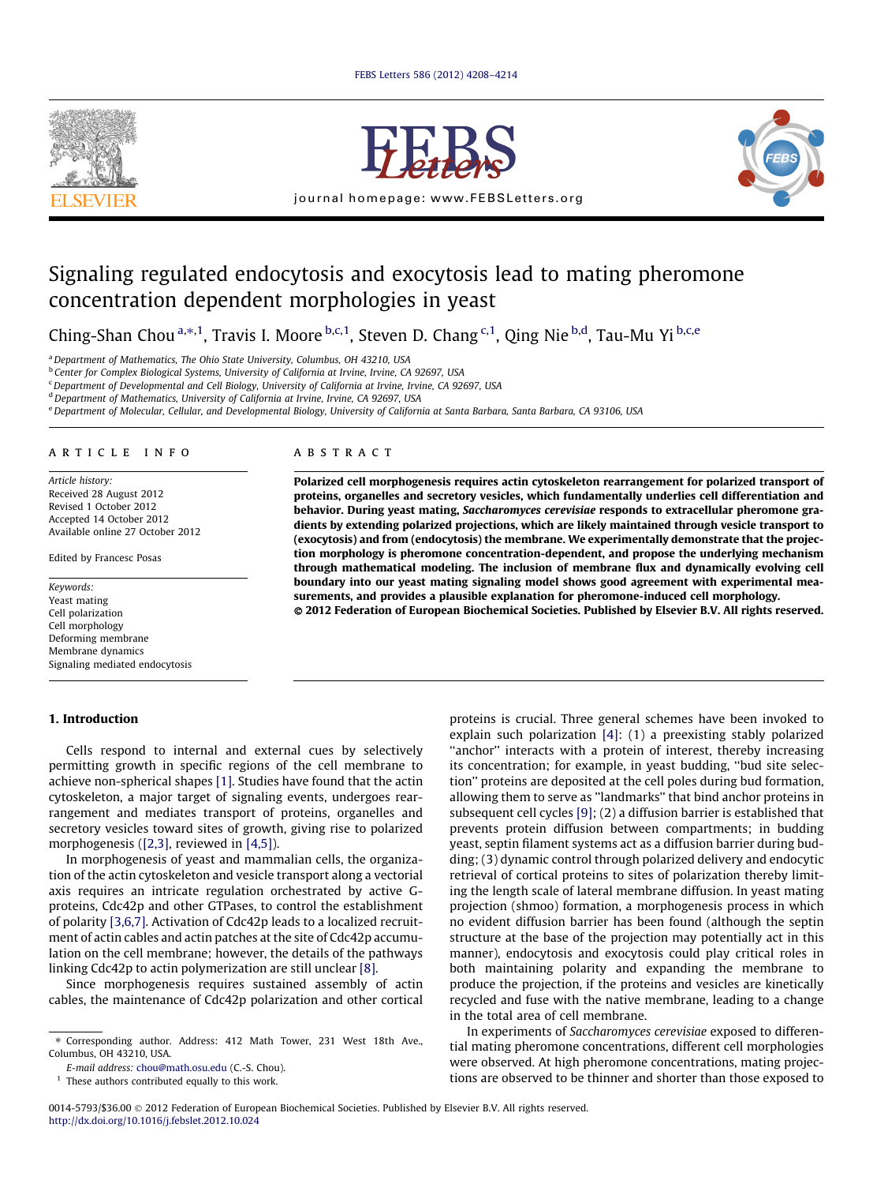# Signaling regulated endocytosis and exocytosis lead to mating pheromone concentration dependent morphologies in yeast

Ching-Shan Chou [a,*,1], Travis I. Moore [b,c,1], Steven D. Chang [c,1], Qing Nie [b,d], Tau-Mu Yi [b,c,e]

[a] Department of Mathematics, The Ohio State University, Columbus, OH 43210, USA
[b] Center for Complex Biological Systems, University of California at Irvine, Irvine, CA 92697, USA
[c] Department of Developmental and Cell Biology, University of California at Irvine, Irvine, CA 92697, USA
[d] Department of Mathematics, University of California at Irvine, Irvine, CA 92697, USA
[e] Department of Molecular, Cellular, and Developmental Biology, University of California at Santa Barbara, Santa Barbara, CA 93106, USA

## ARTICLE INFO

*Article history:*
Received 28 August 2012
Revised 1 October 2012
Accepted 14 October 2012
Available online 27 October 2012

Edited by Francesc Posas

*Keywords:*
Yeast mating
Cell polarization
Cell morphology
Deforming membrane
Membrane dynamics
Signaling mediated endocytosis

## ABSTRACT

**Polarized cell morphogenesis requires actin cytoskeleton rearrangement for polarized transport of proteins, organelles and secretory vesicles, which fundamentally underlies cell differentiation and behavior. During yeast mating, *Saccharomyces cerevisiae* responds to extracellular pheromone gradients by extending polarized projections, which are likely maintained through vesicle transport to (exocytosis) and from (endocytosis) the membrane. We experimentally demonstrate that the projection morphology is pheromone concentration-dependent, and propose the underlying mechanism through mathematical modeling. The inclusion of membrane flux and dynamically evolving cell boundary into our yeast mating signaling model shows good agreement with experimental measurements, and provides a plausible explanation for pheromone-induced cell morphology.**

**© 2012 Federation of European Biochemical Societies. Published by Elsevier B.V. All rights reserved.**

## 1. Introduction

Cells respond to internal and external cues by selectively permitting growth in specific regions of the cell membrane to achieve non-spherical shapes [1]. Studies have found that the actin cytoskeleton, a major target of signaling events, undergoes rearrangement and mediates transport of proteins, organelles and secretory vesicles toward sites of growth, giving rise to polarized morphogenesis ([2,3], reviewed in [4,5]).

In morphogenesis of yeast and mammalian cells, the organization of the actin cytoskeleton and vesicle transport along a vectorial axis requires an intricate regulation orchestrated by active G-proteins, Cdc42p and other GTPases, to control the establishment of polarity [3,6,7]. Activation of Cdc42p leads to a localized recruitment of actin cables and actin patches at the site of Cdc42p accumulation on the cell membrane; however, the details of the pathways linking Cdc42p to actin polymerization are still unclear [8].

Since morphogenesis requires sustained assembly of actin cables, the maintenance of Cdc42p polarization and other cortical proteins is crucial. Three general schemes have been invoked to explain such polarization [4]: (1) a preexisting stably polarized "anchor" interacts with a protein of interest, thereby increasing its concentration; for example, in yeast budding, "bud site selection" proteins are deposited at the cell poles during bud formation, allowing them to serve as "landmarks" that bind anchor proteins in subsequent cell cycles [9]; (2) a diffusion barrier is established that prevents protein diffusion between compartments; in budding yeast, septin filament systems act as a diffusion barrier during budding; (3) dynamic control through polarized delivery and endocytic retrieval of cortical proteins to sites of polarization thereby limiting the length scale of lateral membrane diffusion. In yeast mating projection (shmoo) formation, a morphogenesis process in which no evident diffusion barrier has been found (although the septin structure at the base of the projection may potentially act in this manner), endocytosis and exocytosis could play critical roles in both maintaining polarity and expanding the membrane to produce the projection, if the proteins and vesicles are kinetically recycled and fuse with the native membrane, leading to a change in the total area of cell membrane.

In experiments of *Saccharomyces cerevisiae* exposed to differential mating pheromone concentrations, different cell morphologies were observed. At high pheromone concentrations, mating projections are observed to be thinner and shorter than those exposed to

\* Corresponding author. Address: 412 Math Tower, 231 West 18th Ave., Columbus, OH 43210, USA.
*E-mail address:* chou@math.osu.edu (C.-S. Chou).
[1] These authors contributed equally to this work.

0014-5793/$36.00 © 2012 Federation of European Biochemical Societies. Published by Elsevier B.V. All rights reserved.
http://dx.doi.org/10.1016/j.febslet.2012.10.024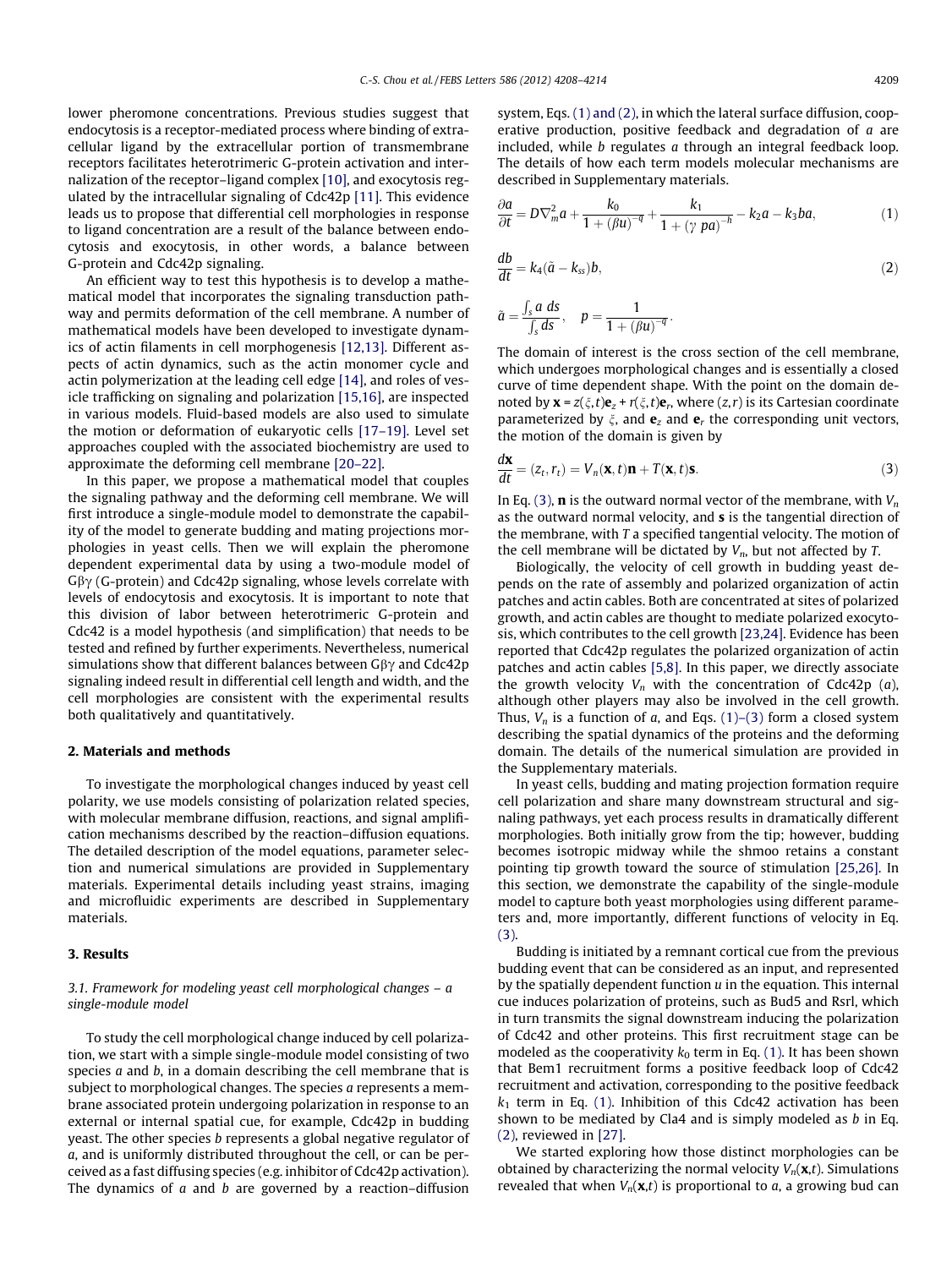lower pheromone concentrations. Previous studies suggest that endocytosis is a receptor-mediated process where binding of extracellular ligand by the extracellular portion of transmembrane receptors facilitates heterotrimeric G-protein activation and internalization of the receptor–ligand complex [10], and exocytosis regulated by the intracellular signaling of Cdc42p [11]. This evidence leads us to propose that differential cell morphologies in response to ligand concentration are a result of the balance between endocytosis and exocytosis, in other words, a balance between G-protein and Cdc42p signaling.

An efficient way to test this hypothesis is to develop a mathematical model that incorporates the signaling transduction pathway and permits deformation of the cell membrane. A number of mathematical models have been developed to investigate dynamics of actin filaments in cell morphogenesis [12,13]. Different aspects of actin dynamics, such as the actin monomer cycle and actin polymerization at the leading cell edge [14], and roles of vesicle trafficking on signaling and polarization [15,16], are inspected in various models. Fluid-based models are also used to simulate the motion or deformation of eukaryotic cells [17–19]. Level set approaches coupled with the associated biochemistry are used to approximate the deforming cell membrane [20–22].

In this paper, we propose a mathematical model that couples the signaling pathway and the deforming cell membrane. We will first introduce a single-module model to demonstrate the capability of the model to generate budding and mating projections morphologies in yeast cells. Then we will explain the pheromone dependent experimental data by using a two-module model of $G\beta\gamma$ (G-protein) and Cdc42p signaling, whose levels correlate with levels of endocytosis and exocytosis. It is important to note that this division of labor between heterotrimeric G-protein and Cdc42 is a model hypothesis (and simplification) that needs to be tested and refined by further experiments. Nevertheless, numerical simulations show that different balances between $G\beta\gamma$ and Cdc42p signaling indeed result in differential cell length and width, and the cell morphologies are consistent with the experimental results both qualitatively and quantitatively.

## 2. Materials and methods

To investigate the morphological changes induced by yeast cell polarity, we use models consisting of polarization related species, with molecular membrane diffusion, reactions, and signal amplification mechanisms described by the reaction–diffusion equations. The detailed description of the model equations, parameter selection and numerical simulations are provided in Supplementary materials. Experimental details including yeast strains, imaging and microfluidic experiments are described in Supplementary materials.

## 3. Results

### 3.1. Framework for modeling yeast cell morphological changes – a single-module model

To study the cell morphological change induced by cell polarization, we start with a simple single-module model consisting of two species $a$ and $b$, in a domain describing the cell membrane that is subject to morphological changes. The species $a$ represents a membrane associated protein undergoing polarization in response to an external or internal spatial cue, for example, Cdc42p in budding yeast. The other species $b$ represents a global negative regulator of $a$, and is uniformly distributed throughout the cell, or can be perceived as a fast diffusing species (e.g. inhibitor of Cdc42p activation). The dynamics of $a$ and $b$ are governed by a reaction–diffusion system, Eqs. (1) and (2), in which the lateral surface diffusion, cooperative production, positive feedback and degradation of $a$ are included, while $b$ regulates $a$ through an integral feedback loop. The details of how each term models molecular mechanisms are described in Supplementary materials.

$$\frac{\partial a}{\partial t} = D\nabla_m^2 a + \frac{k_0}{1+(\beta u)^{-q}} + \frac{k_1}{1+(\gamma\ pa)^{-h}} - k_2 a - k_3 ba, \tag{1}$$

$$\frac{db}{dt} = k_4(\tilde{a} - k_{ss})b, \tag{2}$$

$$\tilde{a} = \frac{\int_s a\ ds}{\int_s ds}, \quad p = \frac{1}{1+(\beta u)^{-q}}.$$

The domain of interest is the cross section of the cell membrane, which undergoes morphological changes and is essentially a closed curve of time dependent shape. With the point on the domain denoted by $\mathbf{x} = z(\xi,t)\mathbf{e}_z + r(\xi,t)\mathbf{e}_r$, where $(z,r)$ is its Cartesian coordinate parameterized by $\xi$, and $\mathbf{e}_z$ and $\mathbf{e}_r$ the corresponding unit vectors, the motion of the domain is given by

$$\frac{d\mathbf{x}}{dt} = (z_t, r_t) = V_n(\mathbf{x},t)\mathbf{n} + T(\mathbf{x},t)\mathbf{s}. \tag{3}$$

In Eq. (3), $\mathbf{n}$ is the outward normal vector of the membrane, with $V_n$ as the outward normal velocity, and $\mathbf{s}$ is the tangential direction of the membrane, with $T$ a specified tangential velocity. The motion of the cell membrane will be dictated by $V_n$, but not affected by $T$.

Biologically, the velocity of cell growth in budding yeast depends on the rate of assembly and polarized organization of actin patches and actin cables. Both are concentrated at sites of polarized growth, and actin cables are thought to mediate polarized exocytosis, which contributes to the cell growth [23,24]. Evidence has been reported that Cdc42p regulates the polarized organization of actin patches and actin cables [5,8]. In this paper, we directly associate the growth velocity $V_n$ with the concentration of Cdc42p ($a$), although other players may also be involved in the cell growth. Thus, $V_n$ is a function of $a$, and Eqs. (1)–(3) form a closed system describing the spatial dynamics of the proteins and the deforming domain. The details of the numerical simulation are provided in the Supplementary materials.

In yeast cells, budding and mating projection formation require cell polarization and share many downstream structural and signaling pathways, yet each process results in dramatically different morphologies. Both initially grow from the tip; however, budding becomes isotropic midway while the shmoo retains a constant pointing tip growth toward the source of stimulation [25,26]. In this section, we demonstrate the capability of the single-module model to capture both yeast morphologies using different parameters and, more importantly, different functions of velocity in Eq. (3).

Budding is initiated by a remnant cortical cue from the previous budding event that can be considered as an input, and represented by the spatially dependent function $u$ in the equation. This internal cue induces polarization of proteins, such as Bud5 and Rsrl, which in turn transmits the signal downstream inducing the polarization of Cdc42 and other proteins. This first recruitment stage can be modeled as the cooperativity $k_0$ term in Eq. (1). It has been shown that Bem1 recruitment forms a positive feedback loop of Cdc42 recruitment and activation, corresponding to the positive feedback $k_1$ term in Eq. (1). Inhibition of this Cdc42 activation has been shown to be mediated by Cla4 and is simply modeled as $b$ in Eq. (2), reviewed in [27].

We started exploring how those distinct morphologies can be obtained by characterizing the normal velocity $V_n(\mathbf{x},t)$. Simulations revealed that when $V_n(\mathbf{x},t)$ is proportional to $a$, a growing bud can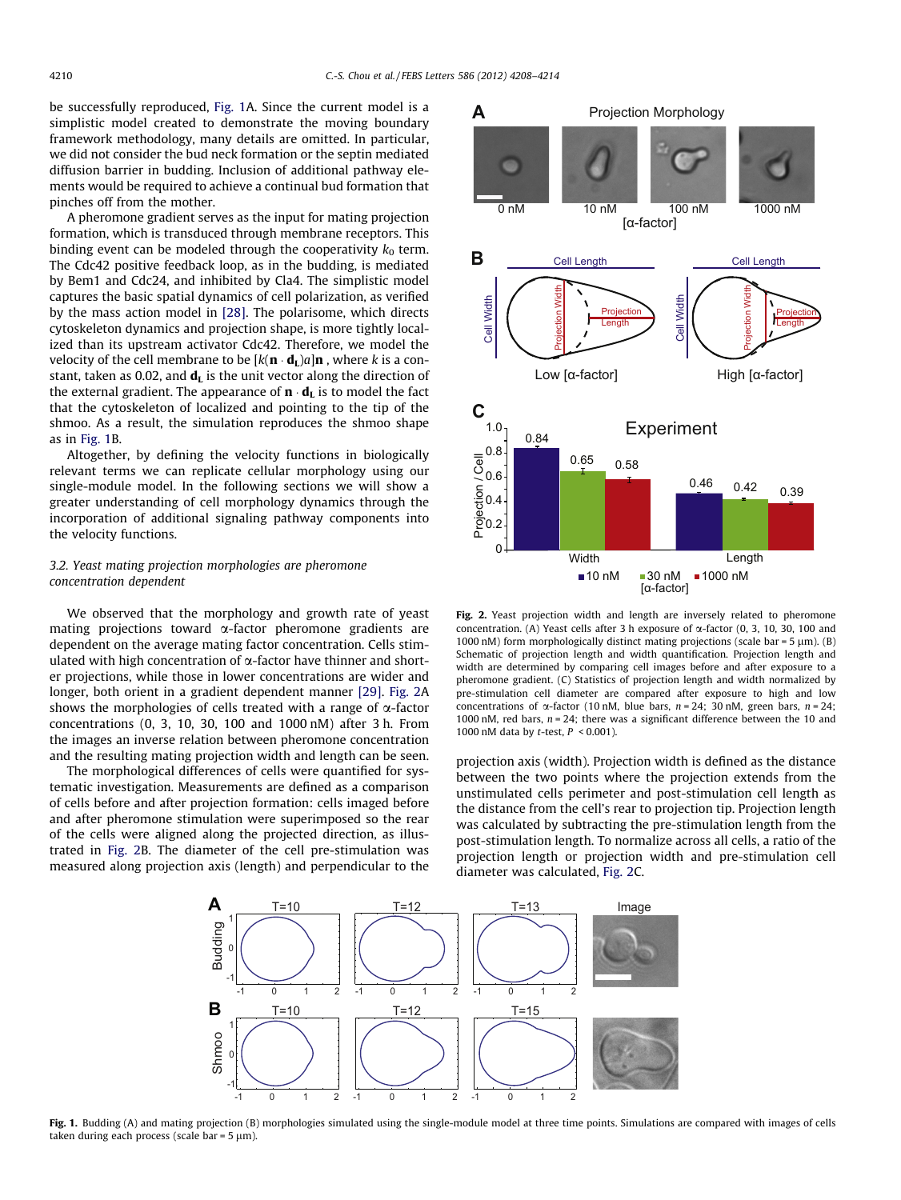be successfully reproduced, Fig. 1A. Since the current model is a simplistic model created to demonstrate the moving boundary framework methodology, many details are omitted. In particular, we did not consider the bud neck formation or the septin mediated diffusion barrier in budding. Inclusion of additional pathway elements would be required to achieve a continual bud formation that pinches off from the mother.

A pheromone gradient serves as the input for mating projection formation, which is transduced through membrane receptors. This binding event can be modeled through the cooperativity $k_0$ term. The Cdc42 positive feedback loop, as in the budding, is mediated by Bem1 and Cdc24, and inhibited by Cla4. The simplistic model captures the basic spatial dynamics of cell polarization, as verified by the mass action model in [28]. The polarisome, which directs cytoskeleton dynamics and projection shape, is more tightly localized than its upstream activator Cdc42. Therefore, we model the velocity of the cell membrane to be $[k(\mathbf{n} \cdot \mathbf{d_L})a]\mathbf{n}$ , where $k$ is a constant, taken as 0.02, and $\mathbf{d_L}$ is the unit vector along the direction of the external gradient. The appearance of $\mathbf{n} \cdot \mathbf{d_L}$ is to model the fact that the cytoskeleton of localized and pointing to the tip of the shmoo. As a result, the simulation reproduces the shmoo shape as in Fig. 1B.

Altogether, by defining the velocity functions in biologically relevant terms we can replicate cellular morphology using our single-module model. In the following sections we will show a greater understanding of cell morphology dynamics through the incorporation of additional signaling pathway components into the velocity functions.

### 3.2. Yeast mating projection morphologies are pheromone concentration dependent

We observed that the morphology and growth rate of yeast mating projections toward α-factor pheromone gradients are dependent on the average mating factor concentration. Cells stimulated with high concentration of α-factor have thinner and shorter projections, while those in lower concentrations are wider and longer, both orient in a gradient dependent manner [29]. Fig. 2A shows the morphologies of cells treated with a range of α-factor concentrations (0, 3, 10, 30, 100 and 1000 nM) after 3 h. From the images an inverse relation between pheromone concentration and the resulting mating projection width and length can be seen.

The morphological differences of cells were quantified for systematic investigation. Measurements are defined as a comparison of cells before and after projection formation: cells imaged before and after pheromone stimulation were superimposed so the rear of the cells were aligned along the projected direction, as illustrated in Fig. 2B. The diameter of the cell pre-stimulation was measured along projection axis (length) and perpendicular to the projection axis (width). Projection width is defined as the distance between the two points where the projection extends from the unstimulated cells perimeter and post-stimulation cell length as the distance from the cell's rear to projection tip. Projection length was calculated by subtracting the pre-stimulation length from the post-stimulation length. To normalize across all cells, a ratio of the projection length or projection width and pre-stimulation cell diameter was calculated, Fig. 2C.

A Projection Morphology

0 nM 10 nM 100 nM 1000 nM

[α-factor]

B Cell Length Cell Width Projection Width Projection Length

Low [α-factor] High [α-factor]

C Experiment

Projection / Cell

1.0 0.8 0.6 0.4 0.2 0

0.84 0.65 0.58 0.46 0.42 0.39

Width Length

10 nM 30 nM 1000 nM

[α-factor]

**Fig. 2.** Yeast projection width and length are inversely related to pheromone concentration. (A) Yeast cells after 3 h exposure of α-factor (0, 3, 10, 30, 100 and 1000 nM) form morphologically distinct mating projections (scale bar = 5 μm). (B) Schematic of projection length and width quantification. Projection length and width are determined by comparing cell images before and after exposure to a pheromone gradient. (C) Statistics of projection length and width normalized by pre-stimulation cell diameter are compared after exposure to high and low concentrations of α-factor (10 nM, blue bars, $n = 24$; 30 nM, green bars, $n = 24$; 1000 nM, red bars, $n = 24$; there was a significant difference between the 10 and 1000 nM data by $t$-test, $P < 0.001$).

A Budding T=10 T=12 T=13 Image

B Shmoo T=10 T=12 T=15

**Fig. 1.** Budding (A) and mating projection (B) morphologies simulated using the single-module model at three time points. Simulations are compared with images of cells taken during each process (scale bar = 5 μm).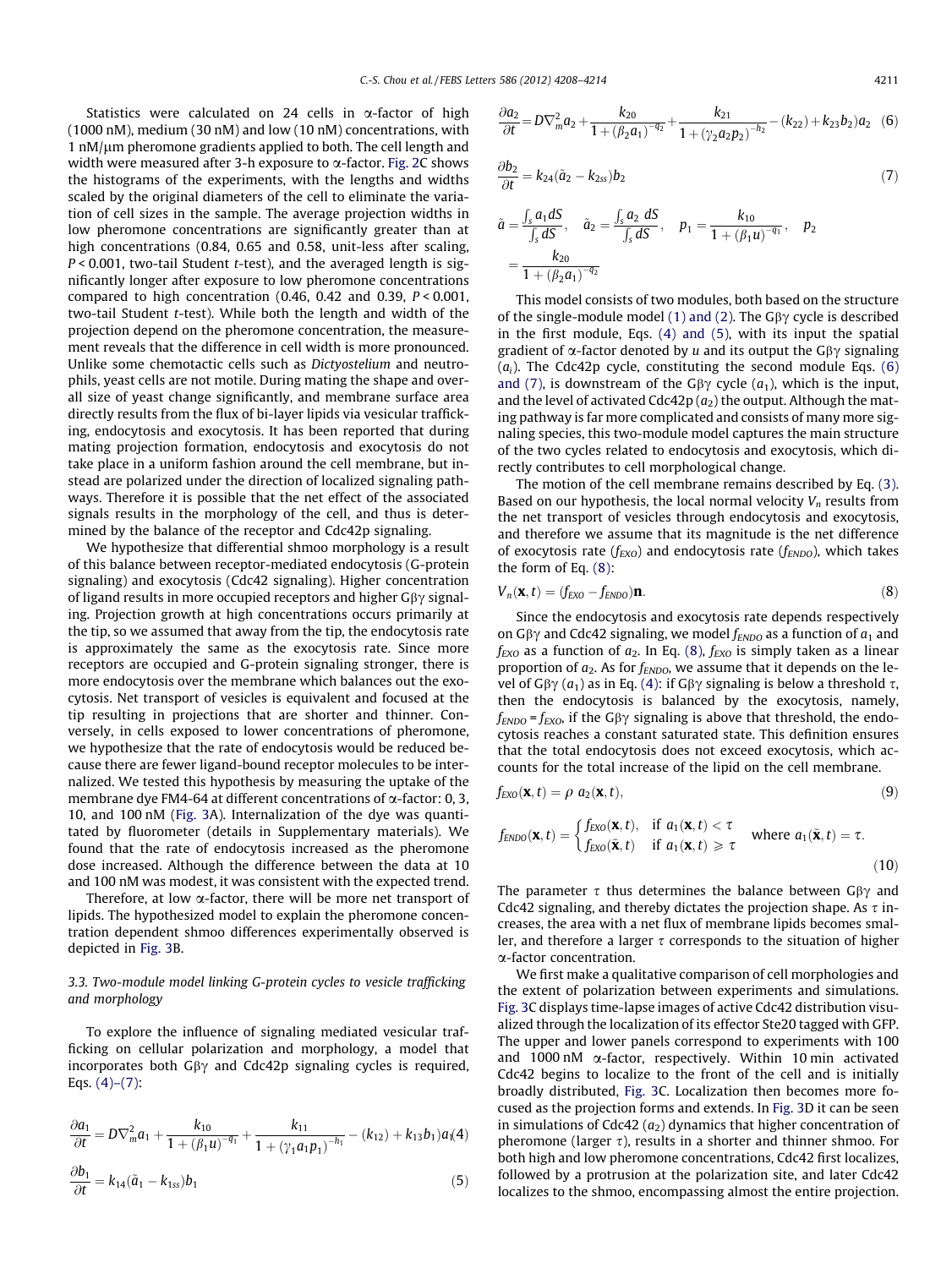Statistics were calculated on 24 cells in α-factor of high (1000 nM), medium (30 nM) and low (10 nM) concentrations, with 1 nM/μm pheromone gradients applied to both. The cell length and width were measured after 3-h exposure to α-factor. Fig. 2C shows the histograms of the experiments, with the lengths and widths scaled by the original diameters of the cell to eliminate the variation of cell sizes in the sample. The average projection widths in low pheromone concentrations are significantly greater than at high concentrations (0.84, 0.65 and 0.58, unit-less after scaling, $P < 0.001$, two-tail Student t-test), and the averaged length is significantly longer after exposure to low pheromone concentrations compared to high concentration (0.46, 0.42 and 0.39, $P < 0.001$, two-tail Student t-test). While both the length and width of the projection depend on the pheromone concentration, the measurement reveals that the difference in cell width is more pronounced. Unlike some chemotactic cells such as *Dictyostelium* and neutrophils, yeast cells are not motile. During mating the shape and overall size of yeast change significantly, and membrane surface area directly results from the flux of bi-layer lipids via vesicular trafficking, endocytosis and exocytosis. It has been reported that during mating projection formation, endocytosis and exocytosis do not take place in a uniform fashion around the cell membrane, but instead are polarized under the direction of localized signaling pathways. Therefore it is possible that the net effect of the associated signals results in the morphology of the cell, and thus is determined by the balance of the receptor and Cdc42p signaling.

We hypothesize that differential shmoo morphology is a result of this balance between receptor-mediated endocytosis (G-protein signaling) and exocytosis (Cdc42 signaling). Higher concentration of ligand results in more occupied receptors and higher Gβγ signaling. Projection growth at high concentrations occurs primarily at the tip, so we assumed that away from the tip, the endocytosis rate is approximately the same as the exocytosis rate. Since more receptors are occupied and G-protein signaling stronger, there is more endocytosis over the membrane which balances out the exocytosis. Net transport of vesicles is equivalent and focused at the tip resulting in projections that are shorter and thinner. Conversely, in cells exposed to lower concentrations of pheromone, we hypothesize that the rate of endocytosis would be reduced because there are fewer ligand-bound receptor molecules to be internalized. We tested this hypothesis by measuring the uptake of the membrane dye FM4-64 at different concentrations of α-factor: 0, 3, 10, and 100 nM (Fig. 3A). Internalization of the dye was quantitated by fluorometer (details in Supplementary materials). We found that the rate of endocytosis increased as the pheromone dose increased. Although the difference between the data at 10 and 100 nM was modest, it was consistent with the expected trend.

Therefore, at low α-factor, there will be more net transport of lipids. The hypothesized model to explain the pheromone concentration dependent shmoo differences experimentally observed is depicted in Fig. 3B.

### 3.3. Two-module model linking G-protein cycles to vesicle trafficking and morphology

To explore the influence of signaling mediated vesicular trafficking on cellular polarization and morphology, a model that incorporates both Gβγ and Cdc42p signaling cycles is required, Eqs. (4)–(7):

$$\frac{\partial a_1}{\partial t} = D\nabla_m^2 a_1 + \frac{k_{10}}{1+(\beta_1 u)^{-q_1}} + \frac{k_{11}}{1+(\gamma_1 a_1 p_1)^{-h_1}} - (k_{12}) + k_{13} b_1) a_1 \quad (4)$$

$$\frac{\partial b_1}{\partial t} = k_{14}(\tilde{a}_1 - k_{1ss}) b_1 \quad (5)$$

$$\frac{\partial a_2}{\partial t} = D\nabla_m^2 a_2 + \frac{k_{20}}{1+(\beta_2 a_1)^{-q_2}} + \frac{k_{21}}{1+(\gamma_2 a_2 p_2)^{-h_2}} - (k_{22}) + k_{23} b_2) a_2 \quad (6)$$

$$\frac{\partial b_2}{\partial t} = k_{24}(\tilde{a}_2 - k_{2ss}) b_2 \quad (7)$$

$$\tilde{a} = \frac{\int_s a_1 dS}{\int_s dS}, \quad \tilde{a}_2 = \frac{\int_s a_2 \, dS}{\int_s dS}, \quad p_1 = \frac{k_{10}}{1+(\beta_1 u)^{-q_1}}, \quad p_2 = \frac{k_{20}}{1+(\beta_2 a_1)^{-q_2}}$$

This model consists of two modules, both based on the structure of the single-module model (1) and (2). The Gβγ cycle is described in the first module, Eqs. (4) and (5), with its input the spatial gradient of α-factor denoted by $u$ and its output the Gβγ signaling ($a_i$). The Cdc42p cycle, constituting the second module Eqs. (6) and (7), is downstream of the Gβγ cycle ($a_1$), which is the input, and the level of activated Cdc42p ($a_2$) the output. Although the mating pathway is far more complicated and consists of many more signaling species, this two-module model captures the main structure of the two cycles related to endocytosis and exocytosis, which directly contributes to cell morphological change.

The motion of the cell membrane remains described by Eq. (3). Based on our hypothesis, the local normal velocity $V_n$ results from the net transport of vesicles through endocytosis and exocytosis, and therefore we assume that its magnitude is the net difference of exocytosis rate ($f_{EXO}$) and endocytosis rate ($f_{ENDO}$), which takes the form of Eq. (8):

$$V_n(\mathbf{x}, t) = (f_{EXO} - f_{ENDO})\mathbf{n}. \quad (8)$$

Since the endocytosis and exocytosis rate depends respectively on Gβγ and Cdc42 signaling, we model $f_{ENDO}$ as a function of $a_1$ and $f_{EXO}$ as a function of $a_2$. In Eq. (8), $f_{EXO}$ is simply taken as a linear proportion of $a_2$. As for $f_{ENDO}$, we assume that it depends on the level of Gβγ ($a_1$) as in Eq. (4): if Gβγ signaling is below a threshold $\tau$, then the endocytosis is balanced by the exocytosis, namely, $f_{ENDO} = f_{EXO}$, if the Gβγ signaling is above that threshold, the endocytosis reaches a constant saturated state. This definition ensures that the total endocytosis does not exceed exocytosis, which accounts for the total increase of the lipid on the cell membrane.

$$f_{EXO}(\mathbf{x}, t) = \rho \; a_2(\mathbf{x}, t), \quad (9)$$

$$f_{ENDO}(\mathbf{x}, t) = \begin{cases} f_{EXO}(\mathbf{x}, t), & \text{if } a_1(\mathbf{x}, t) < \tau \\ f_{EXO}(\tilde{\mathbf{x}}, t) & \text{if } a_1(\mathbf{x}, t) \geqslant \tau \end{cases} \quad \text{where } a_1(\tilde{\mathbf{x}}, t) = \tau. \quad (10)$$

The parameter $\tau$ thus determines the balance between Gβγ and Cdc42 signaling, and thereby dictates the projection shape. As $\tau$ increases, the area with a net flux of membrane lipids becomes smaller, and therefore a larger $\tau$ corresponds to the situation of higher α-factor concentration.

We first make a qualitative comparison of cell morphologies and the extent of polarization between experiments and simulations. Fig. 3C displays time-lapse images of active Cdc42 distribution visualized through the localization of its effector Ste20 tagged with GFP. The upper and lower panels correspond to experiments with 100 and 1000 nM α-factor, respectively. Within 10 min activated Cdc42 begins to localize to the front of the cell and is initially broadly distributed, Fig. 3C. Localization then becomes more focused as the projection forms and extends. In Fig. 3D it can be seen in simulations of Cdc42 ($a_2$) dynamics that higher concentration of pheromone (larger $\tau$), results in a shorter and thinner shmoo. For both high and low pheromone concentrations, Cdc42 first localizes, followed by a protrusion at the polarization site, and later Cdc42 localizes to the shmoo, encompassing almost the entire projection.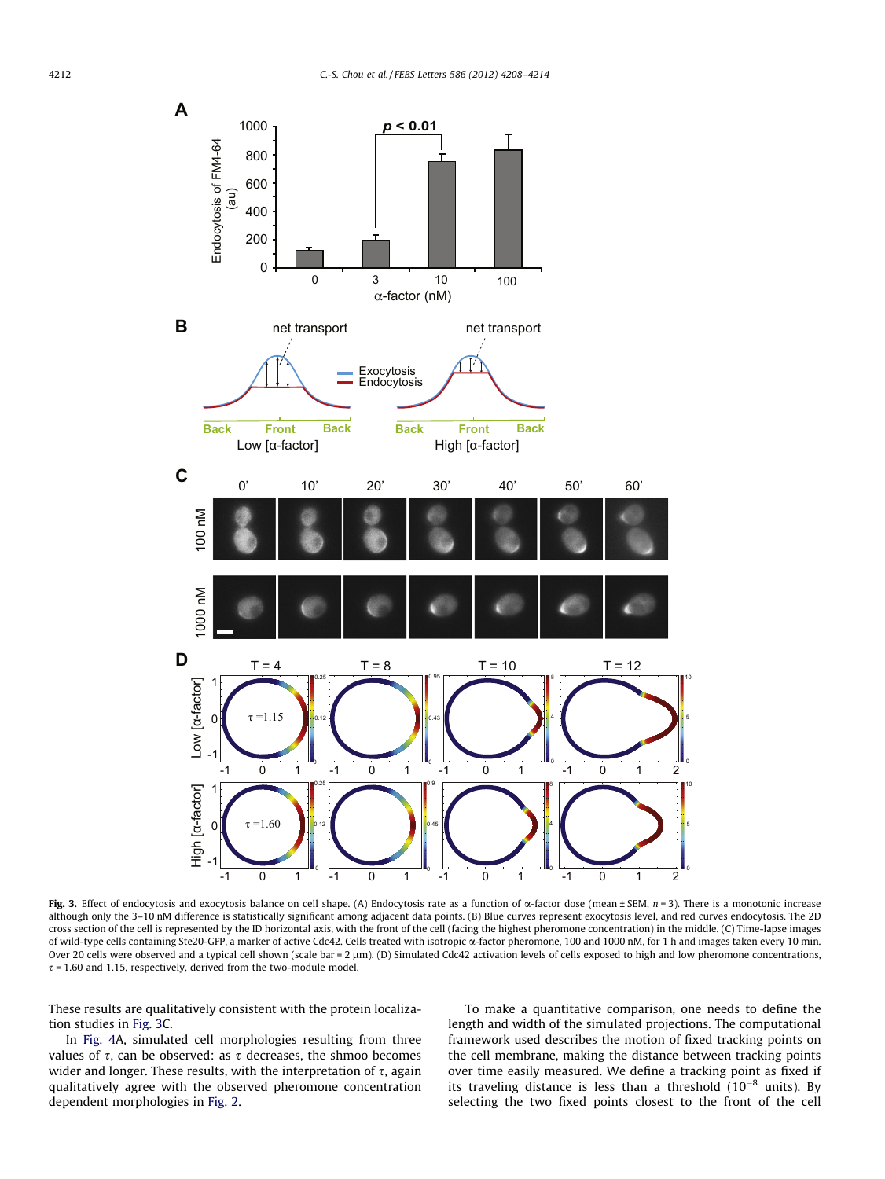A

p < 0.01

Endocytosis of FM4-64 (au)

1000
800
600
400
200
0

0
3
10
100

α-factor (nM)

B

net transport

net transport

Exocytosis
Endocytosis

Back Front Back

Back Front Back

Low [α-factor]

High [α-factor]

C

0' 10' 20' 30' 40' 50' 60'

100 nM

1000 nM

D

T = 4 T = 8 T = 10 T = 12

Low [α-factor]

τ =1.15

High [α-factor]

τ =1.60

**Fig. 3.** Effect of endocytosis and exocytosis balance on cell shape. (A) Endocytosis rate as a function of α-factor dose (mean ± SEM, $n = 3$). There is a monotonic increase although only the 3–10 nM difference is statistically significant among adjacent data points. (B) Blue curves represent exocytosis level, and red curves endocytosis. The 2D cross section of the cell is represented by the ID horizontal axis, with the front of the cell (facing the highest pheromone concentration) in the middle. (C) Time-lapse images of wild-type cells containing Ste20-GFP, a marker of active Cdc42. Cells treated with isotropic α-factor pheromone, 100 and 1000 nM, for 1 h and images taken every 10 min. Over 20 cells were observed and a typical cell shown (scale bar = 2 μm). (D) Simulated Cdc42 activation levels of cells exposed to high and low pheromone concentrations, $\tau = 1.60$ and 1.15, respectively, derived from the two-module model.

These results are qualitatively consistent with the protein localization studies in Fig. 3C.

In Fig. 4A, simulated cell morphologies resulting from three values of $\tau$, can be observed: as $\tau$ decreases, the shmoo becomes wider and longer. These results, with the interpretation of $\tau$, again qualitatively agree with the observed pheromone concentration dependent morphologies in Fig. 2.

To make a quantitative comparison, one needs to define the length and width of the simulated projections. The computational framework used describes the motion of fixed tracking points on the cell membrane, making the distance between tracking points over time easily measured. We define a tracking point as fixed if its traveling distance is less than a threshold ($10^{-8}$ units). By selecting the two fixed points closest to the front of the cell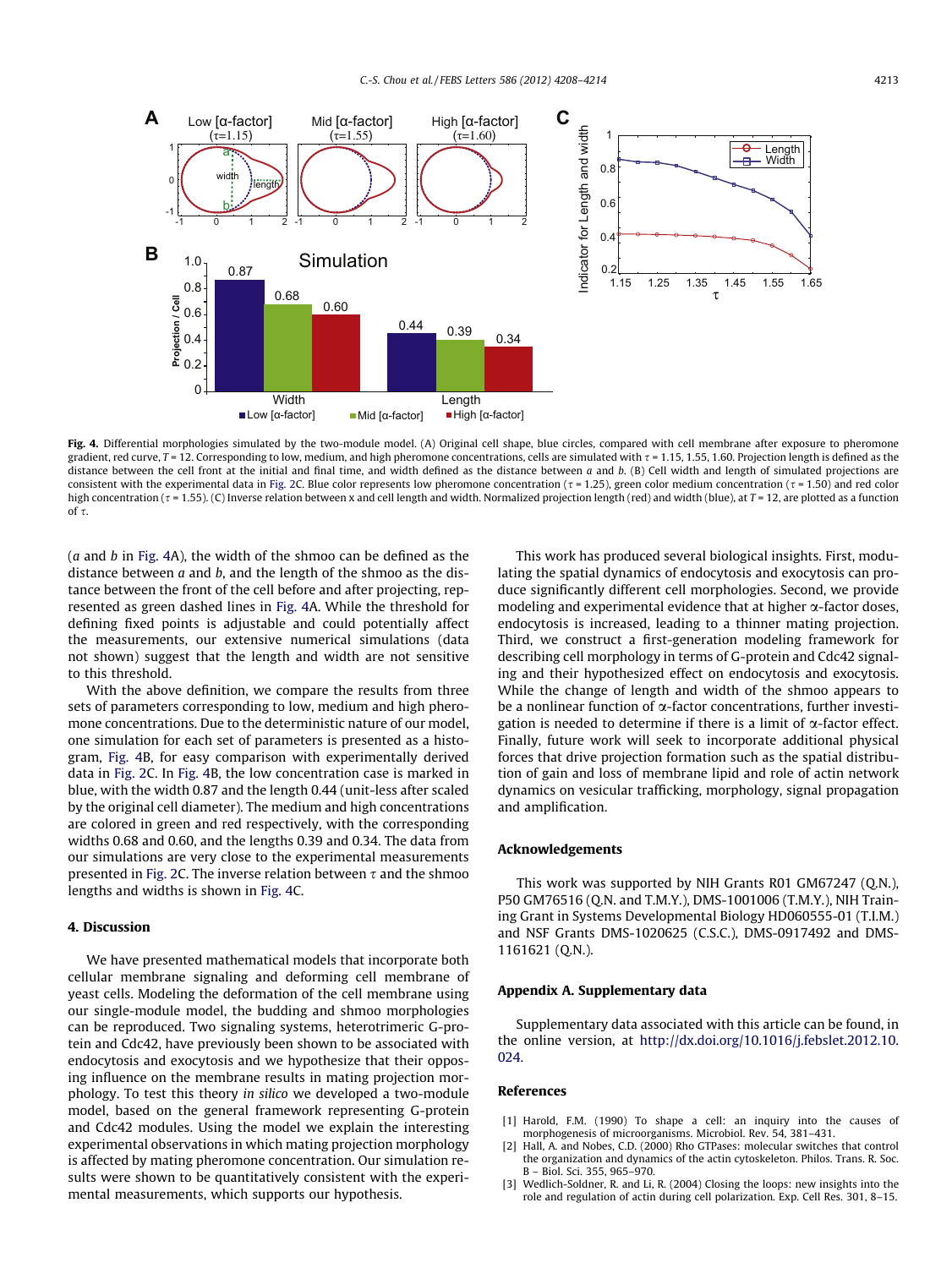A
Low [α-factor] (τ=1.15)
Mid [α-factor] (τ=1.55)
High [α-factor] (τ=1.60)
width
length
a
b

B
Simulation
Projection / Cell
0.87
0.68
0.60
0.44
0.39
0.34
Width
Length
Low [α-factor]
Mid [α-factor]
High [α-factor]

C
Indicator for Length and width
Length
Width
τ

**Fig. 4.** Differential morphologies simulated by the two-module model. (A) Original cell shape, blue circles, compared with cell membrane after exposure to pheromone gradient, red curve, $T = 12$. Corresponding to low, medium, and high pheromone concentrations, cells are simulated with $\tau = 1.15, 1.55, 1.60$. Projection length is defined as the distance between the cell front at the initial and final time, and width defined as the distance between $a$ and $b$. (B) Cell width and length of simulated projections are consistent with the experimental data in Fig. 2C. Blue color represents low pheromone concentration ($\tau = 1.25$), green color medium concentration ($\tau = 1.50$) and red color high concentration ($\tau = 1.55$). (C) Inverse relation between x and cell length and width. Normalized projection length (red) and width (blue), at $T = 12$, are plotted as a function of $\tau$.

($a$ and $b$ in Fig. 4A), the width of the shmoo can be defined as the distance between $a$ and $b$, and the length of the shmoo as the distance between the front of the cell before and after projecting, represented as green dashed lines in Fig. 4A. While the threshold for defining fixed points is adjustable and could potentially affect the measurements, our extensive numerical simulations (data not shown) suggest that the length and width are not sensitive to this threshold.

With the above definition, we compare the results from three sets of parameters corresponding to low, medium and high pheromone concentrations. Due to the deterministic nature of our model, one simulation for each set of parameters is presented as a histogram, Fig. 4B, for easy comparison with experimentally derived data in Fig. 2C. In Fig. 4B, the low concentration case is marked in blue, with the width 0.87 and the length 0.44 (unit-less after scaled by the original cell diameter). The medium and high concentrations are colored in green and red respectively, with the corresponding widths 0.68 and 0.60, and the lengths 0.39 and 0.34. The data from our simulations are very close to the experimental measurements presented in Fig. 2C. The inverse relation between $\tau$ and the shmoo lengths and widths is shown in Fig. 4C.

## 4. Discussion

We have presented mathematical models that incorporate both cellular membrane signaling and deforming cell membrane of yeast cells. Modeling the deformation of the cell membrane using our single-module model, the budding and shmoo morphologies can be reproduced. Two signaling systems, heterotrimeric G-protein and Cdc42, have previously been shown to be associated with endocytosis and exocytosis and we hypothesize that their opposing influence on the membrane results in mating projection morphology. To test this theory *in silico* we developed a two-module model, based on the general framework representing G-protein and Cdc42 modules. Using the model we explain the interesting experimental observations in which mating projection morphology is affected by mating pheromone concentration. Our simulation results were shown to be quantitatively consistent with the experimental measurements, which supports our hypothesis.

This work has produced several biological insights. First, modulating the spatial dynamics of endocytosis and exocytosis can produce significantly different cell morphologies. Second, we provide modeling and experimental evidence that at higher α-factor doses, endocytosis is increased, leading to a thinner mating projection. Third, we construct a first-generation modeling framework for describing cell morphology in terms of G-protein and Cdc42 signaling and their hypothesized effect on endocytosis and exocytosis. While the change of length and width of the shmoo appears to be a nonlinear function of α-factor concentrations, further investigation is needed to determine if there is a limit of α-factor effect. Finally, future work will seek to incorporate additional physical forces that drive projection formation such as the spatial distribution of gain and loss of membrane lipid and role of actin network dynamics on vesicular trafficking, morphology, signal propagation and amplification.

## Acknowledgements

This work was supported by NIH Grants R01 GM67247 (Q.N.), P50 GM76516 (Q.N. and T.M.Y.), DMS-1001006 (T.M.Y.), NIH Training Grant in Systems Developmental Biology HD060555-01 (T.I.M.) and NSF Grants DMS-1020625 (C.S.C.), DMS-0917492 and DMS-1161621 (Q.N.).

## Appendix A. Supplementary data

Supplementary data associated with this article can be found, in the online version, at http://dx.doi.org/10.1016/j.febslet.2012.10.024.

## References

[1] Harold, F.M. (1990) To shape a cell: an inquiry into the causes of morphogenesis of microorganisms. Microbiol. Rev. 54, 381–431.

[2] Hall, A. and Nobes, C.D. (2000) Rho GTPases: molecular switches that control the organization and dynamics of the actin cytoskeleton. Philos. Trans. R. Soc. B – Biol. Sci. 355, 965–970.

[3] Wedlich-Soldner, R. and Li, R. (2004) Closing the loops: new insights into the role and regulation of actin during cell polarization. Exp. Cell Res. 301, 8–15.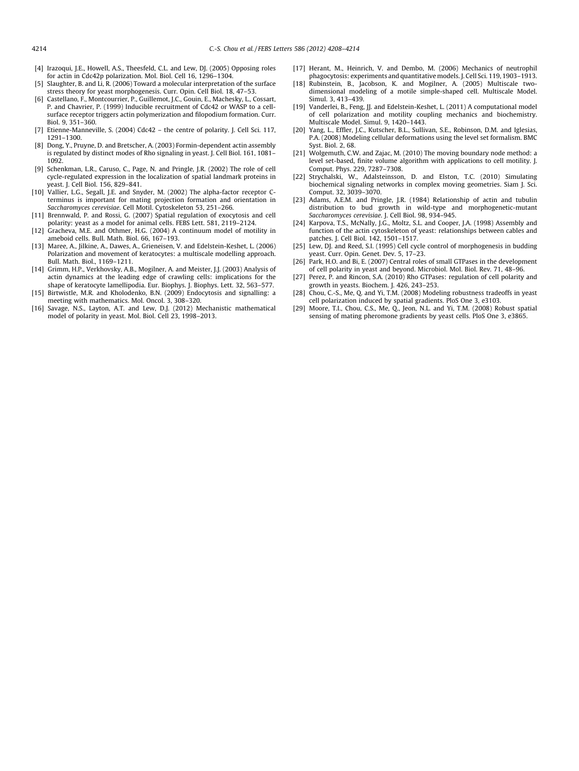[4] Irazoqui, J.E., Howell, A.S., Theesfeld, C.L. and Lew, DJ. (2005) Opposing roles for actin in Cdc42p polarization. Mol. Biol. Cell 16, 1296–1304.

[5] Slaughter, B. and Li, R. (2006) Toward a molecular interpretation of the surface stress theory for yeast morphogenesis. Curr. Opin. Cell Biol. 18, 47–53.

[6] Castellano, F., Montcourrier, P., Guillemot, J.C., Gouin, E., Machesky, L., Cossart, P. and Chavrier, P. (1999) Inducible recruitment of Cdc42 or WASP to a cell-surface receptor triggers actin polymerization and filopodium formation. Curr. Biol. 9, 351–360.

[7] Etienne-Manneville, S. (2004) Cdc42 – the centre of polarity. J. Cell Sci. 117, 1291–1300.

[8] Dong, Y., Pruyne, D. and Bretscher, A. (2003) Formin-dependent actin assembly is regulated by distinct modes of Rho signaling in yeast. J. Cell Biol. 161, 1081–1092.

[9] Schenkman, L.R., Caruso, C., Page, N. and Pringle, J.R. (2002) The role of cell cycle-regulated expression in the localization of spatial landmark proteins in yeast. J. Cell Biol. 156, 829–841.

[10] Vallier, L.G., Segall, J.E. and Snyder, M. (2002) The alpha-factor receptor C-terminus is important for mating projection formation and orientation in *Saccharomyces cerevisiae*. Cell Motil. Cytoskeleton 53, 251–266.

[11] Brennwald, P. and Rossi, G. (2007) Spatial regulation of exocytosis and cell polarity: yeast as a model for animal cells. FEBS Lett. 581, 2119–2124.

[12] Gracheva, M.E. and Othmer, H.G. (2004) A continuum model of motility in ameboid cells. Bull. Math. Biol. 66, 167–193.

[13] Maree, A., Jilkine, A., Dawes, A., Grieneisen, V. and Edelstein-Keshet, L. (2006) Polarization and movement of keratocytes: a multiscale modelling approach. Bull. Math. Biol., 1169–1211.

[14] Grimm, H.P., Verkhovsky, A.B., Mogilner, A. and Meister, J.J. (2003) Analysis of actin dynamics at the leading edge of crawling cells: implications for the shape of keratocyte lamellipodia. Eur. Biophys. J. Biophys. Lett. 32, 563–577.

[15] Birtwistle, M.R. and Kholodenko, B.N. (2009) Endocytosis and signalling: a meeting with mathematics. Mol. Oncol. 3, 308–320.

[16] Savage, N.S., Layton, A.T. and Lew, D.J. (2012) Mechanistic mathematical model of polarity in yeast. Mol. Biol. Cell 23, 1998–2013.

[17] Herant, M., Heinrich, V. and Dembo, M. (2006) Mechanics of neutrophil phagocytosis: experiments and quantitative models. J. Cell Sci. 119, 1903–1913.

[18] Rubinstein, B., Jacobson, K. and Mogilner, A. (2005) Multiscale two-dimensional modeling of a motile simple-shaped cell. Multiscale Model. Simul. 3, 413–439.

[19] Vanderlei, B., Feng, JJ. and Edelstein-Keshet, L. (2011) A computational model of cell polarization and motility coupling mechanics and biochemistry. Multiscale Model. Simul. 9, 1420–1443.

[20] Yang, L., Effler, J.C., Kutscher, B.L., Sullivan, S.E., Robinson, D.M. and Iglesias, P.A. (2008) Modeling cellular deformations using the level set formalism. BMC Syst. Biol. 2, 68.

[21] Wolgemuth, C.W. and Zajac, M. (2010) The moving boundary node method: a level set-based, finite volume algorithm with applications to cell motility. J. Comput. Phys. 229, 7287–7308.

[22] Strychalski, W., Adalsteinsson, D. and Elston, T.C. (2010) Simulating biochemical signaling networks in complex moving geometries. Siam J. Sci. Comput. 32, 3039–3070.

[23] Adams, A.E.M. and Pringle, J.R. (1984) Relationship of actin and tubulin distribution to bud growth in wild-type and morphogenetic-mutant *Saccharomyces cerevisiae*. J. Cell Biol. 98, 934–945.

[24] Karpova, T.S., McNally, J.G., Moltz, S.L. and Cooper, J.A. (1998) Assembly and function of the actin cytoskeleton of yeast: relationships between cables and patches. J. Cell Biol. 142, 1501–1517.

[25] Lew, DJ. and Reed, S.I. (1995) Cell cycle control of morphogenesis in budding yeast. Curr. Opin. Genet. Dev. 5, 17–23.

[26] Park, H.O. and Bi, E. (2007) Central roles of small GTPases in the development of cell polarity in yeast and beyond. Microbiol. Mol. Biol. Rev. 71, 48–96.

[27] Perez, P. and Rincon, S.A. (2010) Rho GTPases: regulation of cell polarity and growth in yeasts. Biochem. J. 426, 243–253.

[28] Chou, C.-S., Me, Q. and Yi, T.M. (2008) Modeling robustness tradeoffs in yeast cell polarization induced by spatial gradients. PloS One 3, e3103.

[29] Moore, T.I., Chou, C.S., Me, Q., Jeon, N.L. and Yi, T.M. (2008) Robust spatial sensing of mating pheromone gradients by yeast cells. PloS One 3, e3865.